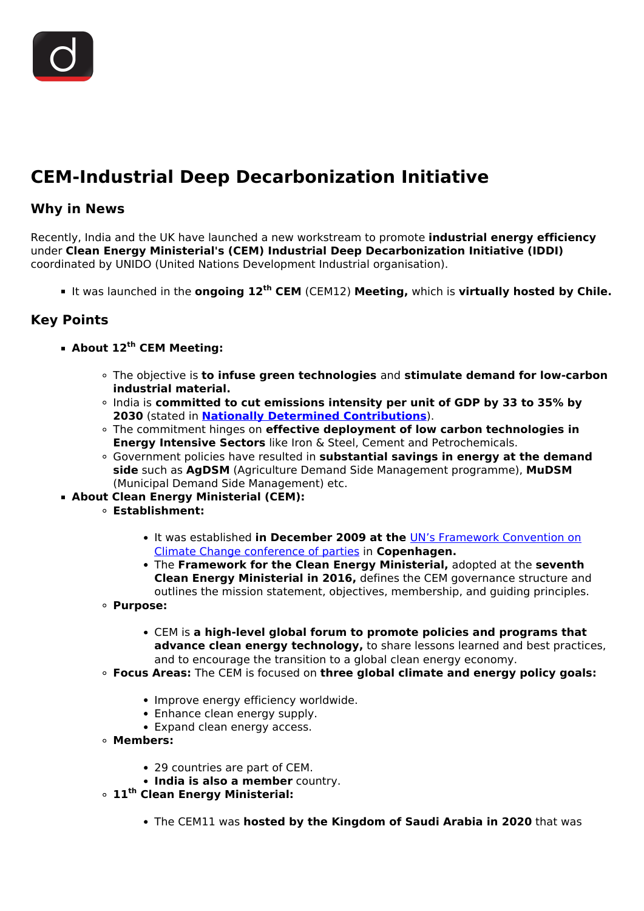# CEM-Industrial Deep Decarbonization Initiative

## Why in News

Recently, India and the UK have launched a new workstream to promote **industrial energy efficiency** under **Clean Energy Ministerial's (CEM) Industrial Deep Decarbonization Initiative (IDDI)** coordinated by UNIDO (United Nations Development Industrial organisation).

- It was launched in the **ongoing 12th CEM** (CEM12) **Meeting,** which is **virtually hosted by Chile.**

## Key Points

- **About 12th CEM Meeting:**
  - The objective is **to infuse green technologies** and **stimulate demand for low-carbon industrial material.**
  - India is **committed to cut emissions intensity per unit of GDP by 33 to 35% by 2030** (stated in **Nationally Determined Contributions**).
  - The commitment hinges on **effective deployment of low carbon technologies in Energy Intensive Sectors** like Iron & Steel, Cement and Petrochemicals.
  - Government policies have resulted in **substantial savings in energy at the demand side** such as **AgDSM** (Agriculture Demand Side Management programme), **MuDSM** (Municipal Demand Side Management) etc.
- **About Clean Energy Ministerial (CEM):**
  - **Establishment:**
    - It was established **in December 2009 at the** UN's Framework Convention on Climate Change conference of parties in **Copenhagen.**
    - The **Framework for the Clean Energy Ministerial,** adopted at the **seventh Clean Energy Ministerial in 2016,** defines the CEM governance structure and outlines the mission statement, objectives, membership, and guiding principles.
  - **Purpose:**
    - CEM is **a high-level global forum to promote policies and programs that advance clean energy technology,** to share lessons learned and best practices, and to encourage the transition to a global clean energy economy.
  - **Focus Areas:** The CEM is focused on **three global climate and energy policy goals:**
    - Improve energy efficiency worldwide.
    - Enhance clean energy supply.
    - Expand clean energy access.
  - **Members:**
    - 29 countries are part of CEM.
    - **India is also a member** country.
  - **11th Clean Energy Ministerial:**
    - The CEM11 was **hosted by the Kingdom of Saudi Arabia in 2020** that was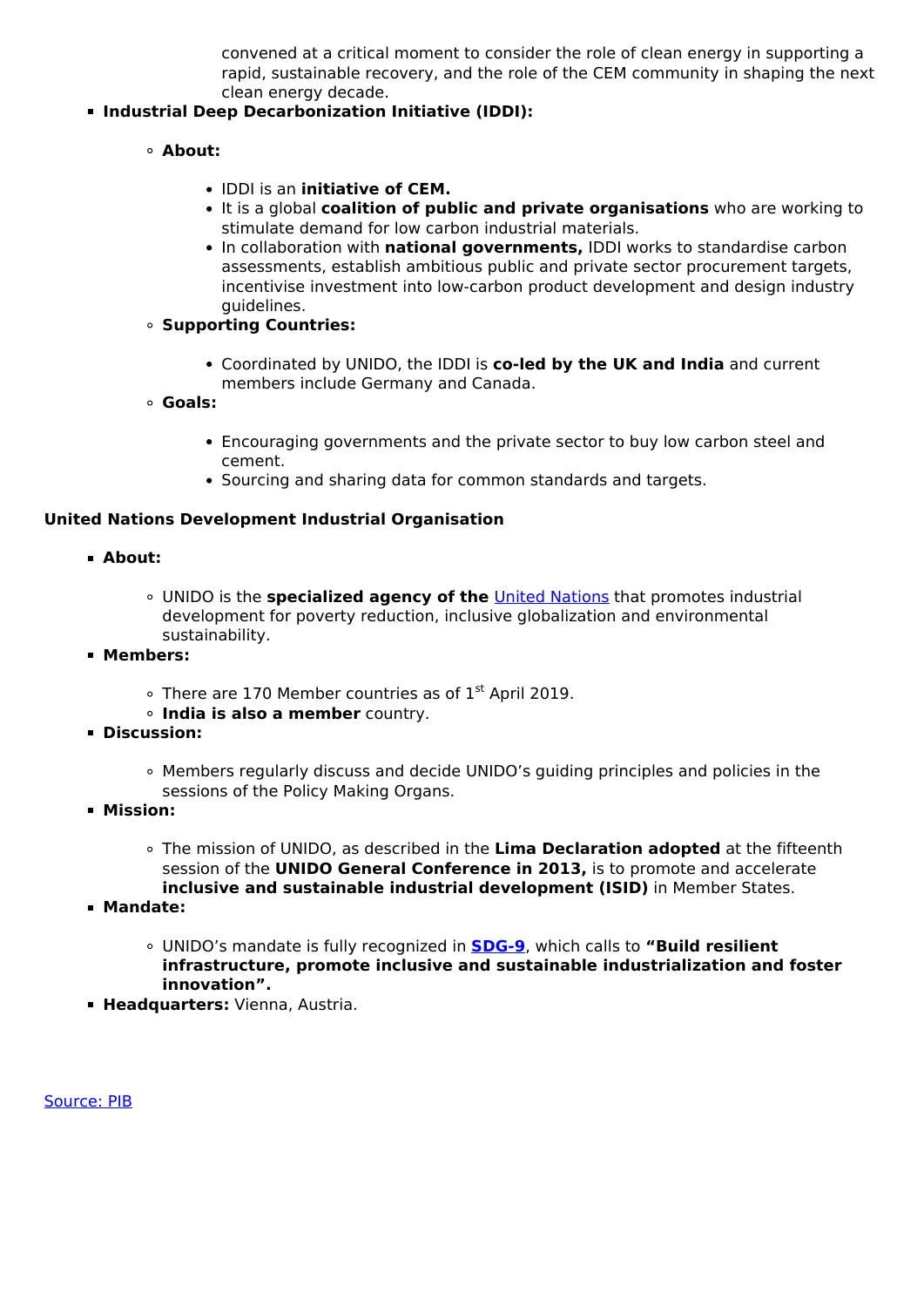convened at a critical moment to consider the role of clean energy in supporting a rapid, sustainable recovery, and the role of the CEM community in shaping the next clean energy decade.

- **Industrial Deep Decarbonization Initiative (IDDI):**
    - **About:**
        - IDDI is an **initiative of CEM.**
        - It is a global **coalition of public and private organisations** who are working to stimulate demand for low carbon industrial materials.
        - In collaboration with **national governments,** IDDI works to standardise carbon assessments, establish ambitious public and private sector procurement targets, incentivise investment into low-carbon product development and design industry guidelines.
    - **Supporting Countries:**
        - Coordinated by UNIDO, the IDDI is **co-led by the UK and India** and current members include Germany and Canada.
    - **Goals:**
        - Encouraging governments and the private sector to buy low carbon steel and cement.
        - Sourcing and sharing data for common standards and targets.

**United Nations Development Industrial Organisation**

- **About:**
    - UNIDO is the **specialized agency of the** United Nations that promotes industrial development for poverty reduction, inclusive globalization and environmental sustainability.
- **Members:**
    - There are 170 Member countries as of 1st April 2019.
    - **India is also a member** country.
- **Discussion:**
    - Members regularly discuss and decide UNIDO's guiding principles and policies in the sessions of the Policy Making Organs.
- **Mission:**
    - The mission of UNIDO, as described in the **Lima Declaration adopted** at the fifteenth session of the **UNIDO General Conference in 2013,** is to promote and accelerate **inclusive and sustainable industrial development (ISID)** in Member States.
- **Mandate:**
    - UNIDO's mandate is fully recognized in **SDG-9**, which calls to **"Build resilient infrastructure, promote inclusive and sustainable industrialization and foster innovation".**
- **Headquarters:** Vienna, Austria.

Source: PIB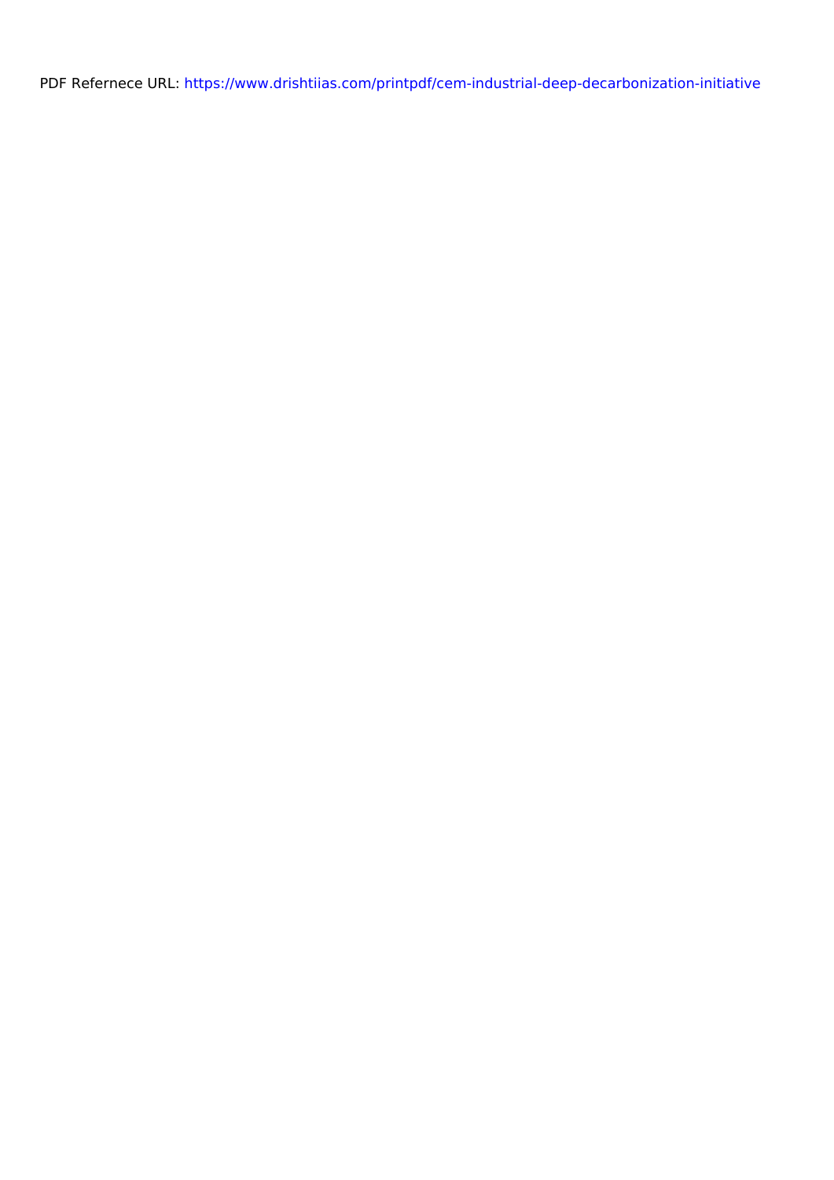PDF Refernece URL: https://www.drishtiias.com/printpdf/cem-industrial-deep-decarbonization-initiative